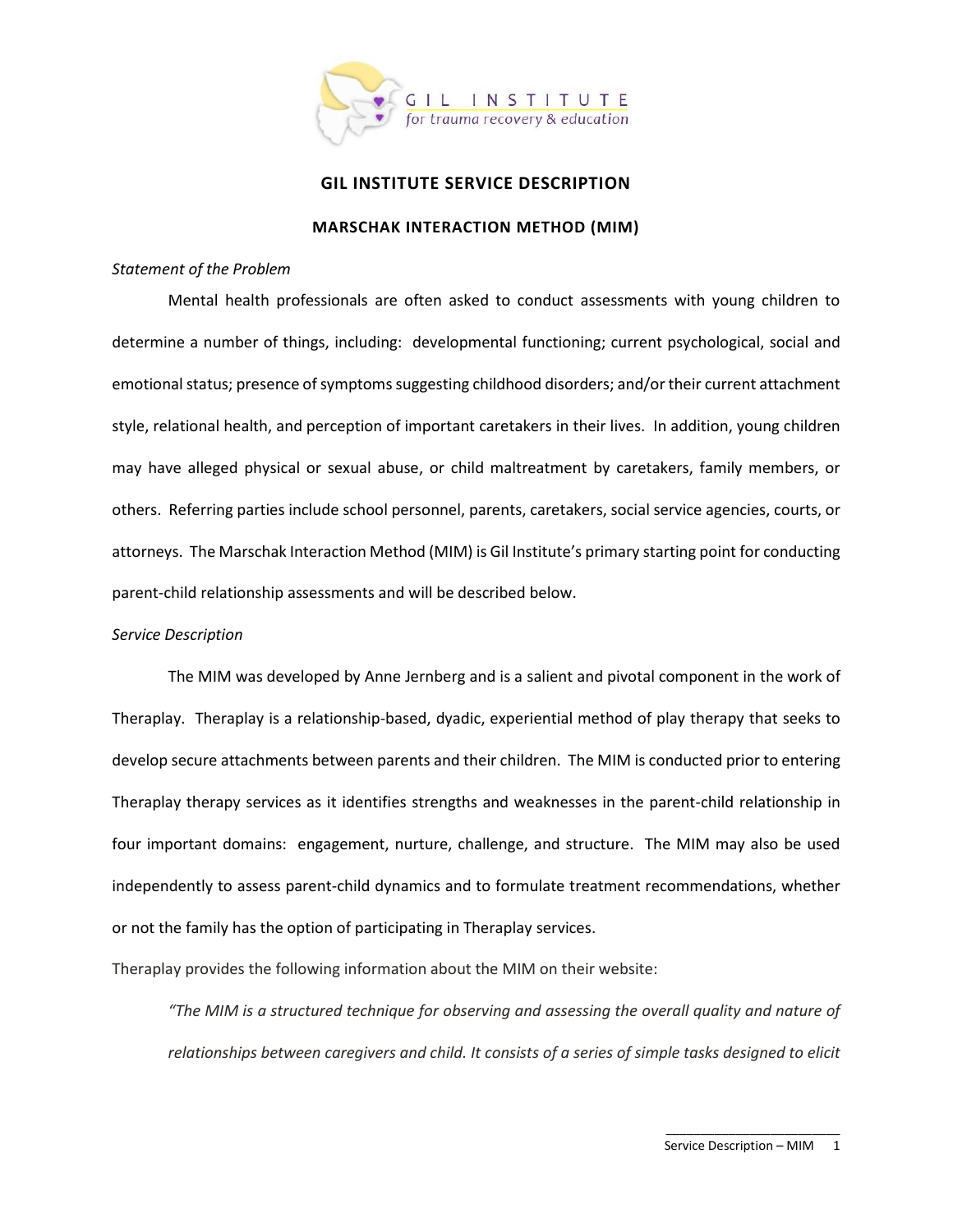GIL INSTITUTE
for trauma recovery & education

# GIL INSTITUTE SERVICE DESCRIPTION

## MARSCHAK INTERACTION METHOD (MIM)

*Statement of the Problem*

Mental health professionals are often asked to conduct assessments with young children to determine a number of things, including: developmental functioning; current psychological, social and emotional status; presence of symptoms suggesting childhood disorders; and/or their current attachment style, relational health, and perception of important caretakers in their lives. In addition, young children may have alleged physical or sexual abuse, or child maltreatment by caretakers, family members, or others. Referring parties include school personnel, parents, caretakers, social service agencies, courts, or attorneys. The Marschak Interaction Method (MIM) is Gil Institute's primary starting point for conducting parent-child relationship assessments and will be described below.

*Service Description*

The MIM was developed by Anne Jernberg and is a salient and pivotal component in the work of Theraplay. Theraplay is a relationship-based, dyadic, experiential method of play therapy that seeks to develop secure attachments between parents and their children. The MIM is conducted prior to entering Theraplay therapy services as it identifies strengths and weaknesses in the parent-child relationship in four important domains: engagement, nurture, challenge, and structure. The MIM may also be used independently to assess parent-child dynamics and to formulate treatment recommendations, whether or not the family has the option of participating in Theraplay services.

Theraplay provides the following information about the MIM on their website:

*"The MIM is a structured technique for observing and assessing the overall quality and nature of relationships between caregivers and child. It consists of a series of simple tasks designed to elicit*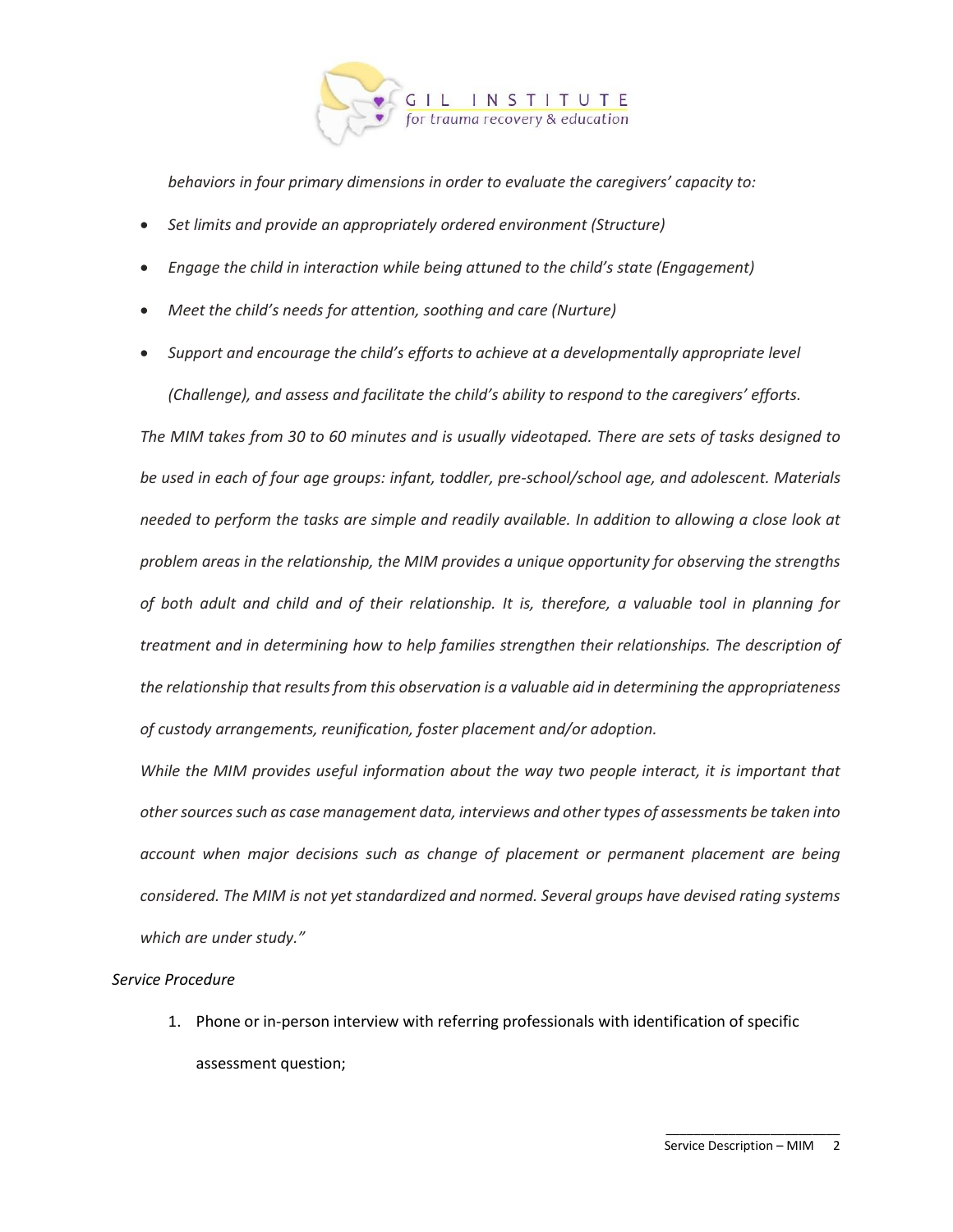*behaviors in four primary dimensions in order to evaluate the caregivers' capacity to:*

- *Set limits and provide an appropriately ordered environment (Structure)*
- *Engage the child in interaction while being attuned to the child's state (Engagement)*
- *Meet the child's needs for attention, soothing and care (Nurture)*
- *Support and encourage the child's efforts to achieve at a developmentally appropriate level (Challenge), and assess and facilitate the child's ability to respond to the caregivers' efforts.*

*The MIM takes from 30 to 60 minutes and is usually videotaped. There are sets of tasks designed to be used in each of four age groups: infant, toddler, pre-school/school age, and adolescent. Materials needed to perform the tasks are simple and readily available. In addition to allowing a close look at problem areas in the relationship, the MIM provides a unique opportunity for observing the strengths of both adult and child and of their relationship. It is, therefore, a valuable tool in planning for treatment and in determining how to help families strengthen their relationships. The description of the relationship that results from this observation is a valuable aid in determining the appropriateness of custody arrangements, reunification, foster placement and/or adoption.*

*While the MIM provides useful information about the way two people interact, it is important that other sources such as case management data, interviews and other types of assessments be taken into account when major decisions such as change of placement or permanent placement are being considered. The MIM is not yet standardized and normed. Several groups have devised rating systems which are under study."*

*Service Procedure*

1. Phone or in-person interview with referring professionals with identification of specific assessment question;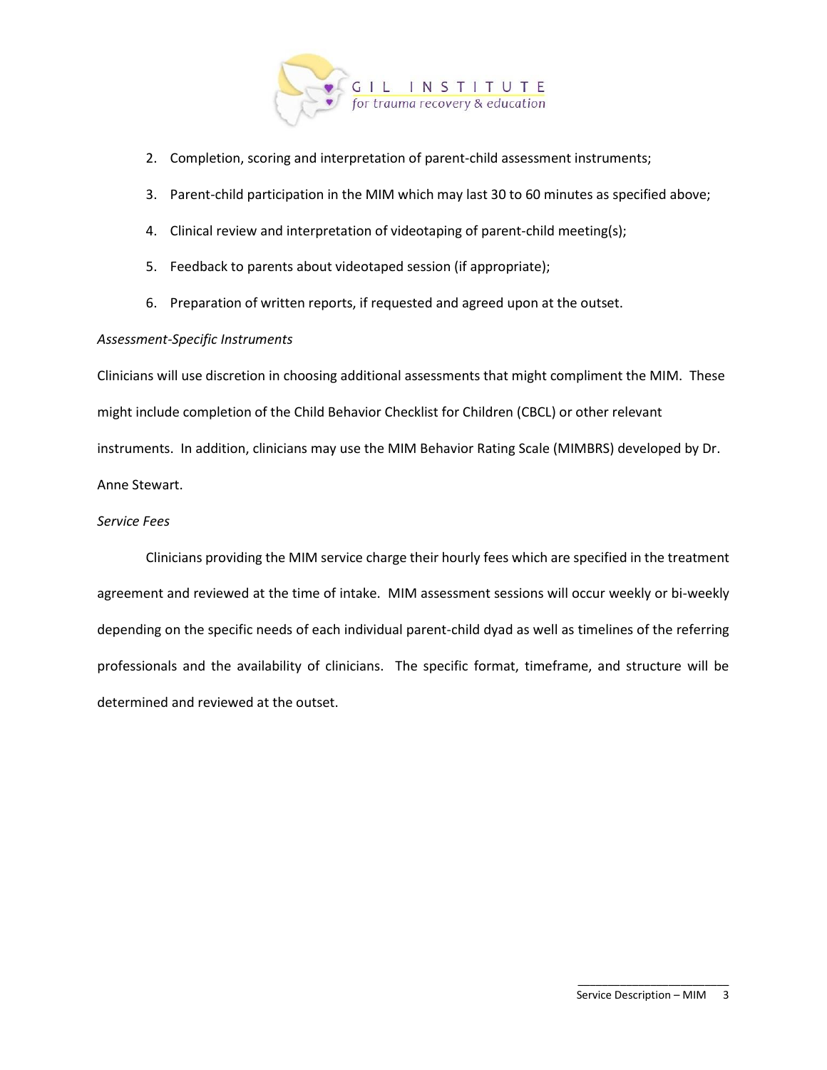2. Completion, scoring and interpretation of parent-child assessment instruments;
3. Parent-child participation in the MIM which may last 30 to 60 minutes as specified above;
4. Clinical review and interpretation of videotaping of parent-child meeting(s);
5. Feedback to parents about videotaped session (if appropriate);
6. Preparation of written reports, if requested and agreed upon at the outset.

*Assessment-Specific Instruments*

Clinicians will use discretion in choosing additional assessments that might compliment the MIM. These might include completion of the Child Behavior Checklist for Children (CBCL) or other relevant instruments. In addition, clinicians may use the MIM Behavior Rating Scale (MIMBRS) developed by Dr. Anne Stewart.

*Service Fees*

Clinicians providing the MIM service charge their hourly fees which are specified in the treatment agreement and reviewed at the time of intake. MIM assessment sessions will occur weekly or bi-weekly depending on the specific needs of each individual parent-child dyad as well as timelines of the referring professionals and the availability of clinicians. The specific format, timeframe, and structure will be determined and reviewed at the outset.